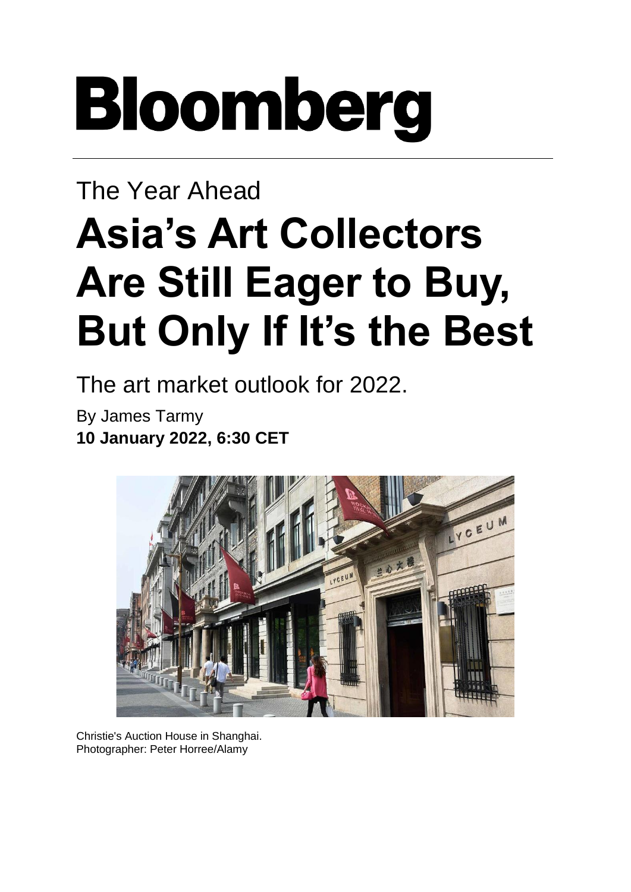# Bloomberg

The Year Ahead

# Asia's Art Collectors Are Still Eager to Buy, But Only If It's the Best

The art market outlook for 2022.

By James Tarmy

**10 January 2022, 6:30 CET**

Christie's Auction House in Shanghai.
Photographer: Peter Horree/Alamy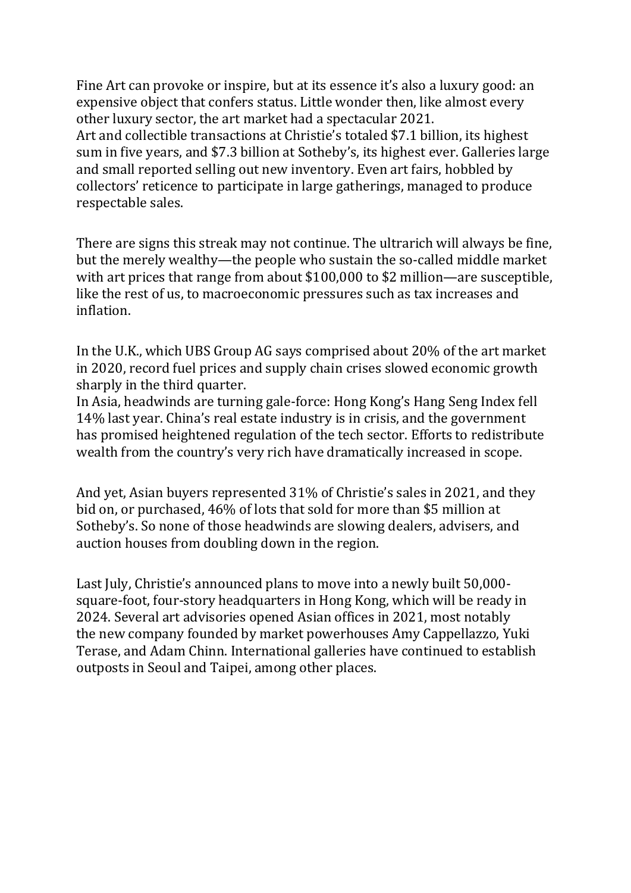Fine Art can provoke or inspire, but at its essence it's also a luxury good: an expensive object that confers status. Little wonder then, like almost every other luxury sector, the art market had a spectacular 2021.
Art and collectible transactions at Christie's totaled $7.1 billion, its highest sum in five years, and $7.3 billion at Sotheby's, its highest ever. Galleries large and small reported selling out new inventory. Even art fairs, hobbled by collectors' reticence to participate in large gatherings, managed to produce respectable sales.

There are signs this streak may not continue. The ultrarich will always be fine, but the merely wealthy—the people who sustain the so-called middle market with art prices that range from about $100,000 to $2 million—are susceptible, like the rest of us, to macroeconomic pressures such as tax increases and inflation.

In the U.K., which UBS Group AG says comprised about 20% of the art market in 2020, record fuel prices and supply chain crises slowed economic growth sharply in the third quarter.
In Asia, headwinds are turning gale-force: Hong Kong's Hang Seng Index fell 14% last year. China's real estate industry is in crisis, and the government has promised heightened regulation of the tech sector. Efforts to redistribute wealth from the country's very rich have dramatically increased in scope.

And yet, Asian buyers represented 31% of Christie's sales in 2021, and they bid on, or purchased, 46% of lots that sold for more than $5 million at Sotheby's. So none of those headwinds are slowing dealers, advisers, and auction houses from doubling down in the region.

Last July, Christie's announced plans to move into a newly built 50,000-square-foot, four-story headquarters in Hong Kong, which will be ready in 2024. Several art advisories opened Asian offices in 2021, most notably the new company founded by market powerhouses Amy Cappellazzo, Yuki Terase, and Adam Chinn. International galleries have continued to establish outposts in Seoul and Taipei, among other places.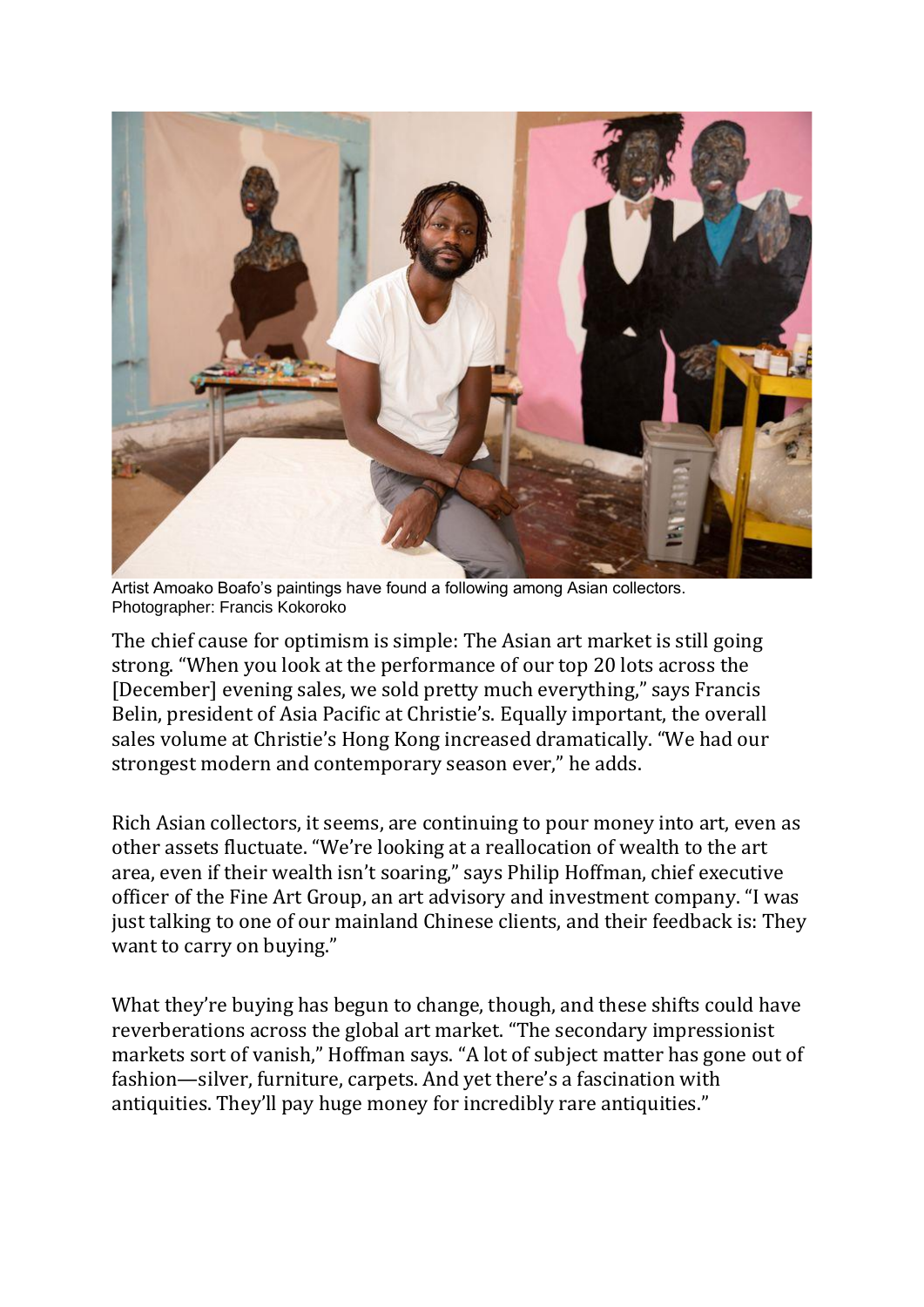Artist Amoako Boafo's paintings have found a following among Asian collectors.
Photographer: Francis Kokoroko

The chief cause for optimism is simple: The Asian art market is still going strong. "When you look at the performance of our top 20 lots across the [December] evening sales, we sold pretty much everything," says Francis Belin, president of Asia Pacific at Christie's. Equally important, the overall sales volume at Christie's Hong Kong increased dramatically. "We had our strongest modern and contemporary season ever," he adds.

Rich Asian collectors, it seems, are continuing to pour money into art, even as other assets fluctuate. "We're looking at a reallocation of wealth to the art area, even if their wealth isn't soaring," says Philip Hoffman, chief executive officer of the Fine Art Group, an art advisory and investment company. "I was just talking to one of our mainland Chinese clients, and their feedback is: They want to carry on buying."

What they're buying has begun to change, though, and these shifts could have reverberations across the global art market. "The secondary impressionist markets sort of vanish," Hoffman says. "A lot of subject matter has gone out of fashion—silver, furniture, carpets. And yet there's a fascination with antiquities. They'll pay huge money for incredibly rare antiquities."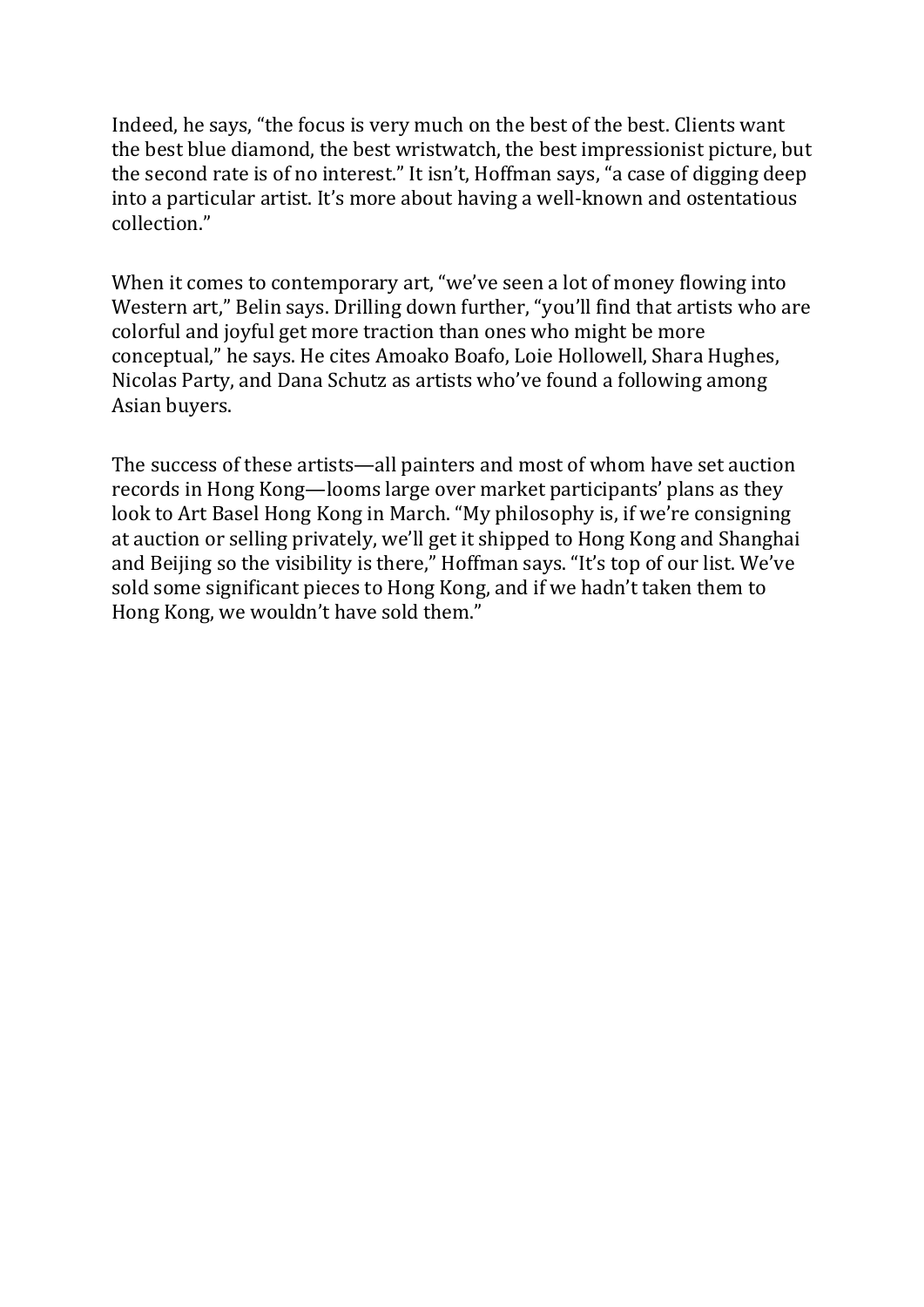Indeed, he says, "the focus is very much on the best of the best. Clients want the best blue diamond, the best wristwatch, the best impressionist picture, but the second rate is of no interest." It isn't, Hoffman says, "a case of digging deep into a particular artist. It's more about having a well-known and ostentatious collection."

When it comes to contemporary art, "we've seen a lot of money flowing into Western art," Belin says. Drilling down further, "you'll find that artists who are colorful and joyful get more traction than ones who might be more conceptual," he says. He cites Amoako Boafo, Loie Hollowell, Shara Hughes, Nicolas Party, and Dana Schutz as artists who've found a following among Asian buyers.

The success of these artists—all painters and most of whom have set auction records in Hong Kong—looms large over market participants' plans as they look to Art Basel Hong Kong in March. "My philosophy is, if we're consigning at auction or selling privately, we'll get it shipped to Hong Kong and Shanghai and Beijing so the visibility is there," Hoffman says. "It's top of our list. We've sold some significant pieces to Hong Kong, and if we hadn't taken them to Hong Kong, we wouldn't have sold them."